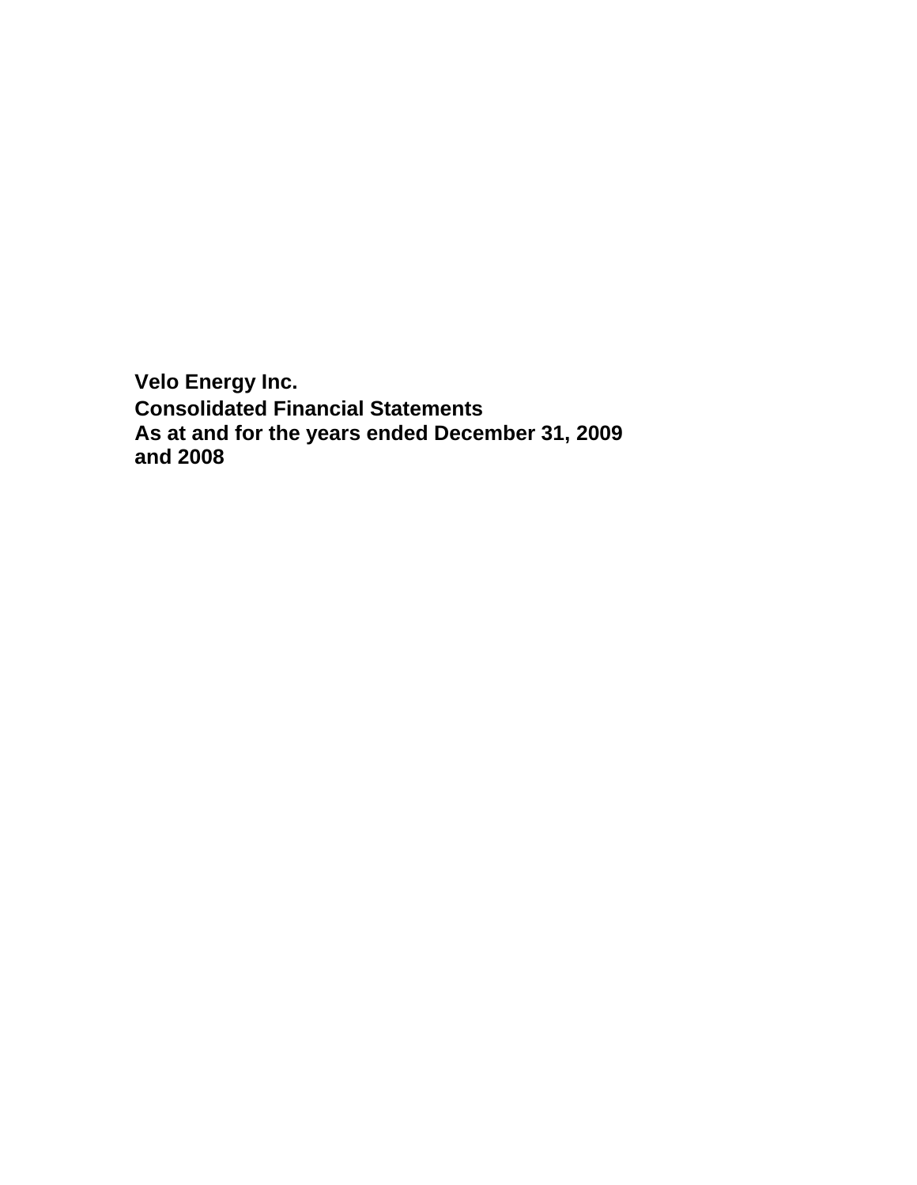**Velo Energy Inc.**

**Consolidated Financial Statements**

**As at and for the years ended December 31, 2009 and 2008**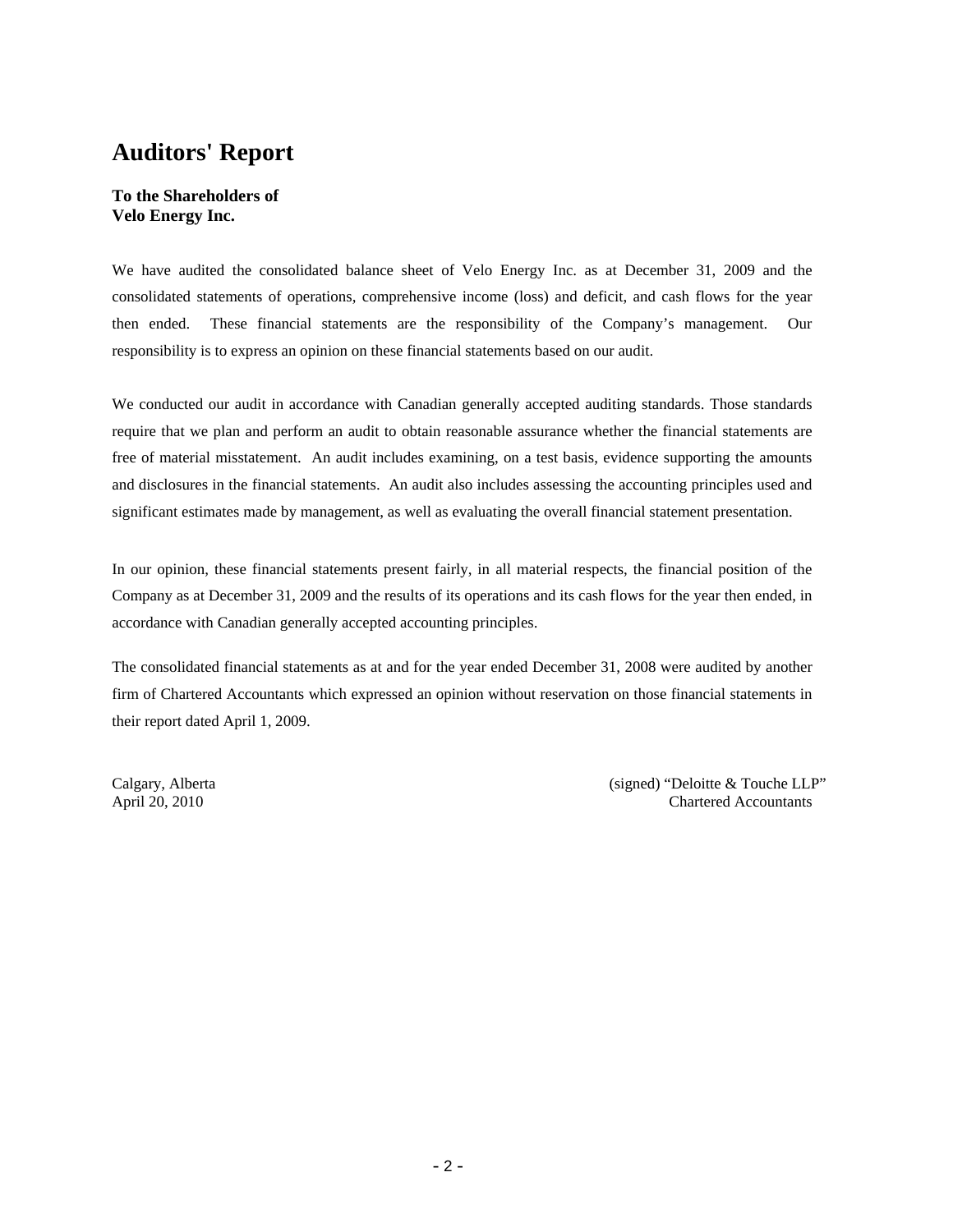# Auditors' Report

**To the Shareholders of**
**Velo Energy Inc.**

We have audited the consolidated balance sheet of Velo Energy Inc. as at December 31, 2009 and the consolidated statements of operations, comprehensive income (loss) and deficit, and cash flows for the year then ended. These financial statements are the responsibility of the Company's management. Our responsibility is to express an opinion on these financial statements based on our audit.

We conducted our audit in accordance with Canadian generally accepted auditing standards. Those standards require that we plan and perform an audit to obtain reasonable assurance whether the financial statements are free of material misstatement. An audit includes examining, on a test basis, evidence supporting the amounts and disclosures in the financial statements. An audit also includes assessing the accounting principles used and significant estimates made by management, as well as evaluating the overall financial statement presentation.

In our opinion, these financial statements present fairly, in all material respects, the financial position of the Company as at December 31, 2009 and the results of its operations and its cash flows for the year then ended, in accordance with Canadian generally accepted accounting principles.

The consolidated financial statements as at and for the year ended December 31, 2008 were audited by another firm of Chartered Accountants which expressed an opinion without reservation on those financial statements in their report dated April 1, 2009.

Calgary, Alberta
April 20, 2010

(signed) "Deloitte & Touche LLP"
Chartered Accountants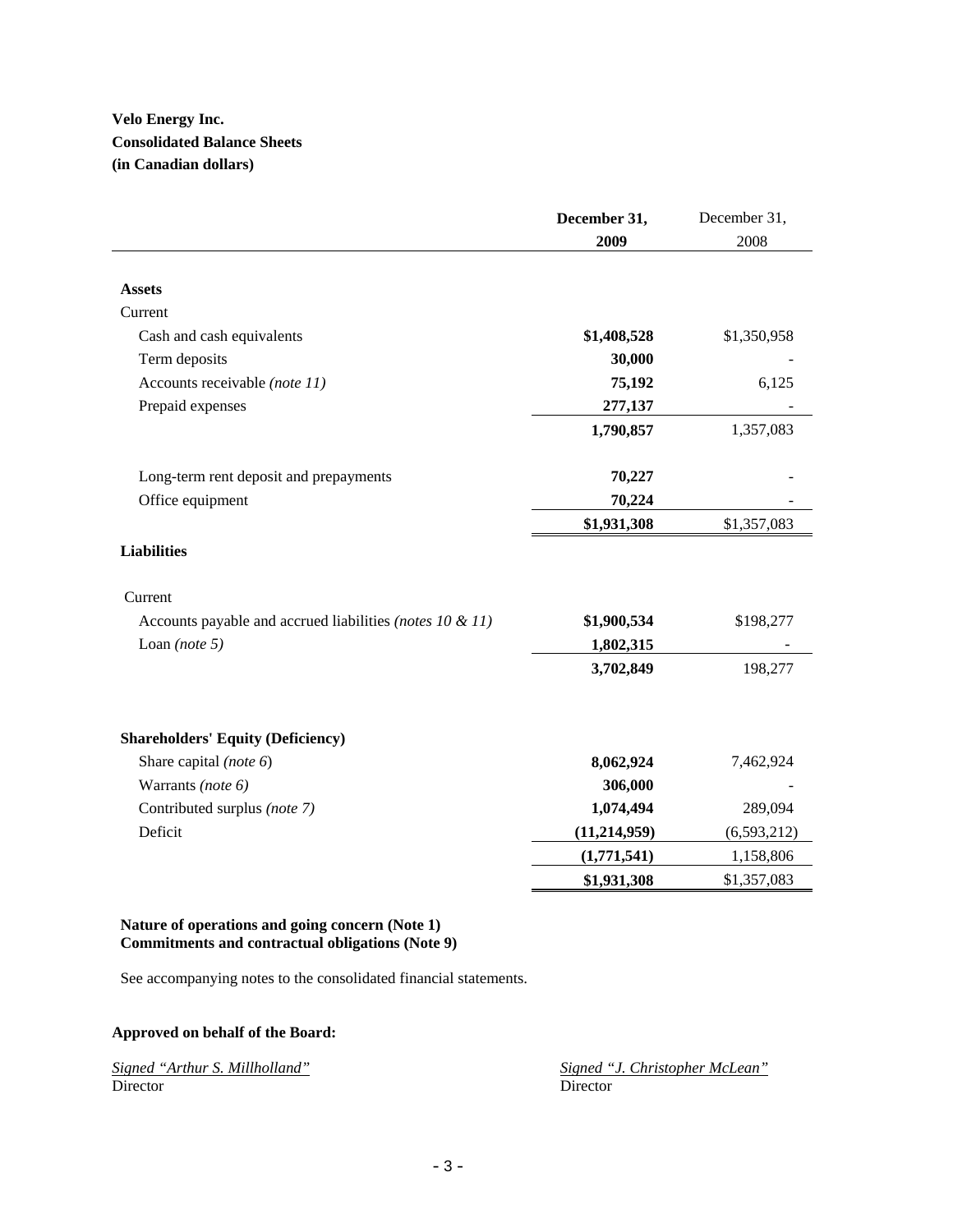**Velo Energy Inc.**
**Consolidated Balance Sheets**
**(in Canadian dollars)**

| | **December 31, 2009** | December 31, 2008 |
|---|---|---|
| **Assets** | | |
| Current | | |
| Cash and cash equivalents | **$1,408,528** | $1,350,958 |
| Term deposits | **30,000** | - |
| Accounts receivable *(note 11)* | **75,192** | 6,125 |
| Prepaid expenses | **277,137** | - |
| | **1,790,857** | 1,357,083 |
| Long-term rent deposit and prepayments | **70,227** | - |
| Office equipment | **70,224** | - |
| | **$1,931,308** | $1,357,083 |
| **Liabilities** | | |
| Current | | |
| Accounts payable and accrued liabilities *(notes 10 & 11)* | **$1,900,534** | $198,277 |
| Loan *(note 5)* | **1,802,315** | - |
| | **3,702,849** | 198,277 |
| **Shareholders' Equity (Deficiency)** | | |
| Share capital *(note 6)* | **8,062,924** | 7,462,924 |
| Warrants *(note 6)* | **306,000** | - |
| Contributed surplus *(note 7)* | **1,074,494** | 289,094 |
| Deficit | **(11,214,959)** | (6,593,212) |
| | **(1,771,541)** | 1,158,806 |
| | **$1,931,308** | $1,357,083 |

**Nature of operations and going concern (Note 1)**
**Commitments and contractual obligations (Note 9)**

See accompanying notes to the consolidated financial statements.

**Approved on behalf of the Board:**

*Signed "Arthur S. Millholland"*
Director

*Signed "J. Christopher McLean"*
Director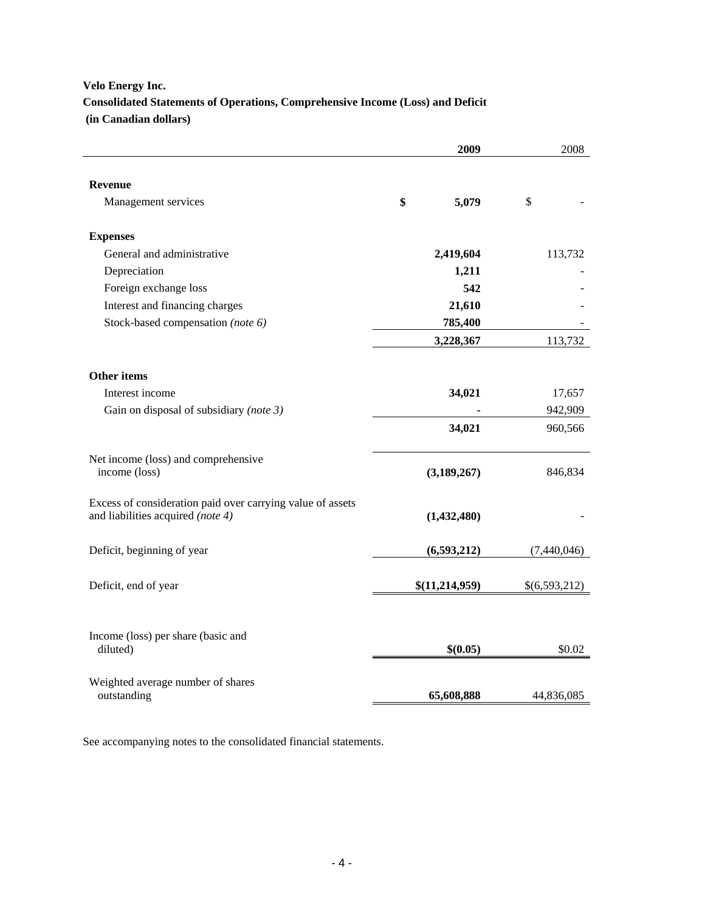**Velo Energy Inc.**

**Consolidated Statements of Operations, Comprehensive Income (Loss) and Deficit**

**(in Canadian dollars)**

| | **2009** | 2008 |
|---|---|---|
| **Revenue** | | |
| Management services | **$ 5,079** | $ - |
| **Expenses** | | |
| General and administrative | **2,419,604** | 113,732 |
| Depreciation | **1,211** | - |
| Foreign exchange loss | **542** | - |
| Interest and financing charges | **21,610** | - |
| Stock-based compensation *(note 6)* | **785,400** | - |
| | **3,228,367** | 113,732 |
| **Other items** | | |
| Interest income | **34,021** | 17,657 |
| Gain on disposal of subsidiary *(note 3)* | **-** | 942,909 |
| | **34,021** | 960,566 |
| Net income (loss) and comprehensive income (loss) | **(3,189,267)** | 846,834 |
| Excess of consideration paid over carrying value of assets and liabilities acquired *(note 4)* | **(1,432,480)** | - |
| Deficit, beginning of year | **(6,593,212)** | (7,440,046) |
| Deficit, end of year | **$(11,214,959)** | $(6,593,212) |
| Income (loss) per share (basic and diluted) | **$(0.05)** | $0.02 |
| Weighted average number of shares outstanding | **65,608,888** | 44,836,085 |

See accompanying notes to the consolidated financial statements.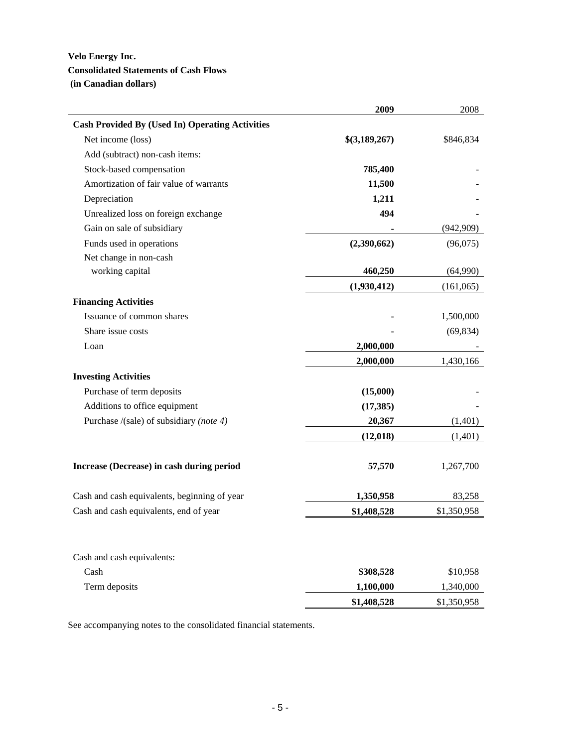**Velo Energy Inc.**
**Consolidated Statements of Cash Flows**
**(in Canadian dollars)**

| | **2009** | 2008 |
|---|---|---|
| **Cash Provided By (Used In) Operating Activities** | | |
| Net income (loss) | **$(3,189,267)** | $846,834 |
| Add (subtract) non-cash items: | | |
| Stock-based compensation | **785,400** | - |
| Amortization of fair value of warrants | **11,500** | - |
| Depreciation | **1,211** | - |
| Unrealized loss on foreign exchange | **494** | - |
| Gain on sale of subsidiary | **-** | (942,909) |
| Funds used in operations | **(2,390,662)** | (96,075) |
| Net change in non-cash working capital | **460,250** | (64,990) |
| | **(1,930,412)** | (161,065) |
| **Financing Activities** | | |
| Issuance of common shares | **-** | 1,500,000 |
| Share issue costs | **-** | (69,834) |
| Loan | **2,000,000** | - |
| | **2,000,000** | 1,430,166 |
| **Investing Activities** | | |
| Purchase of term deposits | **(15,000)** | - |
| Additions to office equipment | **(17,385)** | - |
| Purchase /(sale) of subsidiary *(note 4)* | **20,367** | (1,401) |
| | **(12,018)** | (1,401) |
| **Increase (Decrease) in cash during period** | **57,570** | 1,267,700 |
| Cash and cash equivalents, beginning of year | **1,350,958** | 83,258 |
| Cash and cash equivalents, end of year | **$1,408,528** | $1,350,958 |
| | | |
| Cash and cash equivalents: | | |
| Cash | **$308,528** | $10,958 |
| Term deposits | **1,100,000** | 1,340,000 |
| | **$1,408,528** | $1,350,958 |

See accompanying notes to the consolidated financial statements.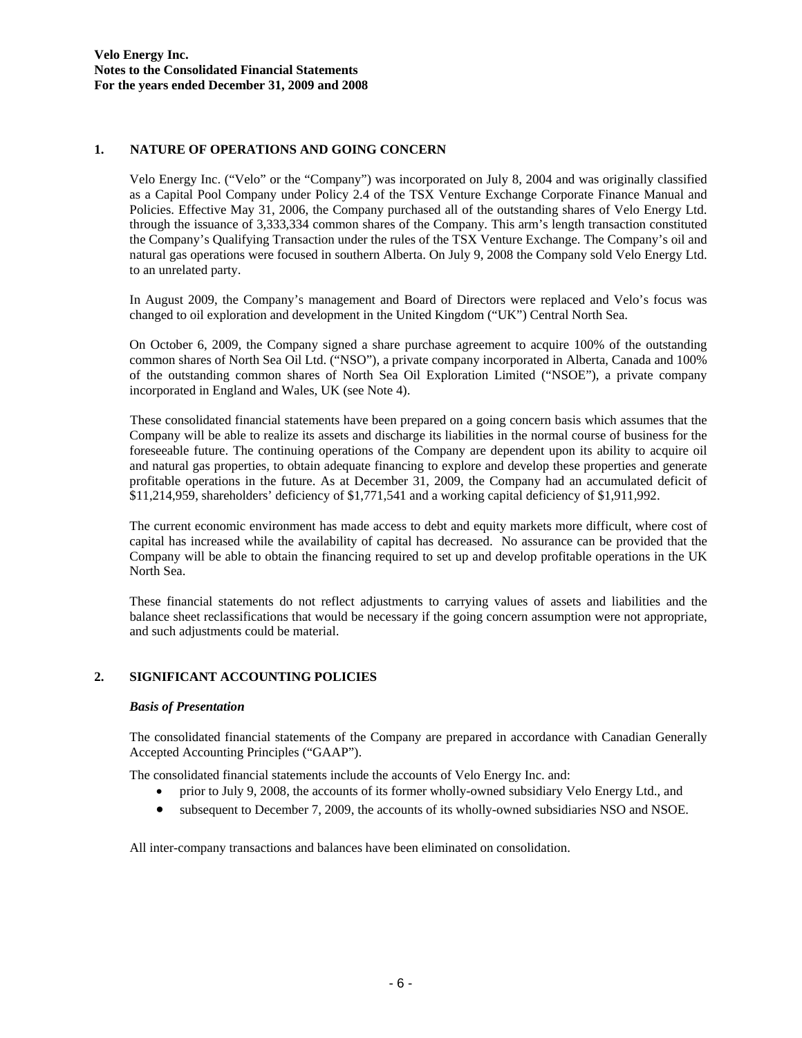**Velo Energy Inc.**
**Notes to the Consolidated Financial Statements**
**For the years ended December 31, 2009 and 2008**

## 1. NATURE OF OPERATIONS AND GOING CONCERN

Velo Energy Inc. ("Velo" or the "Company") was incorporated on July 8, 2004 and was originally classified as a Capital Pool Company under Policy 2.4 of the TSX Venture Exchange Corporate Finance Manual and Policies. Effective May 31, 2006, the Company purchased all of the outstanding shares of Velo Energy Ltd. through the issuance of 3,333,334 common shares of the Company. This arm's length transaction constituted the Company's Qualifying Transaction under the rules of the TSX Venture Exchange. The Company's oil and natural gas operations were focused in southern Alberta. On July 9, 2008 the Company sold Velo Energy Ltd. to an unrelated party.

In August 2009, the Company's management and Board of Directors were replaced and Velo's focus was changed to oil exploration and development in the United Kingdom ("UK") Central North Sea.

On October 6, 2009, the Company signed a share purchase agreement to acquire 100% of the outstanding common shares of North Sea Oil Ltd. ("NSO"), a private company incorporated in Alberta, Canada and 100% of the outstanding common shares of North Sea Oil Exploration Limited ("NSOE"), a private company incorporated in England and Wales, UK (see Note 4).

These consolidated financial statements have been prepared on a going concern basis which assumes that the Company will be able to realize its assets and discharge its liabilities in the normal course of business for the foreseeable future. The continuing operations of the Company are dependent upon its ability to acquire oil and natural gas properties, to obtain adequate financing to explore and develop these properties and generate profitable operations in the future. As at December 31, 2009, the Company had an accumulated deficit of $11,214,959, shareholders' deficiency of $1,771,541 and a working capital deficiency of $1,911,992.

The current economic environment has made access to debt and equity markets more difficult, where cost of capital has increased while the availability of capital has decreased. No assurance can be provided that the Company will be able to obtain the financing required to set up and develop profitable operations in the UK North Sea.

These financial statements do not reflect adjustments to carrying values of assets and liabilities and the balance sheet reclassifications that would be necessary if the going concern assumption were not appropriate, and such adjustments could be material.

## 2. SIGNIFICANT ACCOUNTING POLICIES

### *Basis of Presentation*

The consolidated financial statements of the Company are prepared in accordance with Canadian Generally Accepted Accounting Principles ("GAAP").

The consolidated financial statements include the accounts of Velo Energy Inc. and:

- prior to July 9, 2008, the accounts of its former wholly-owned subsidiary Velo Energy Ltd., and
- subsequent to December 7, 2009, the accounts of its wholly-owned subsidiaries NSO and NSOE.

All inter-company transactions and balances have been eliminated on consolidation.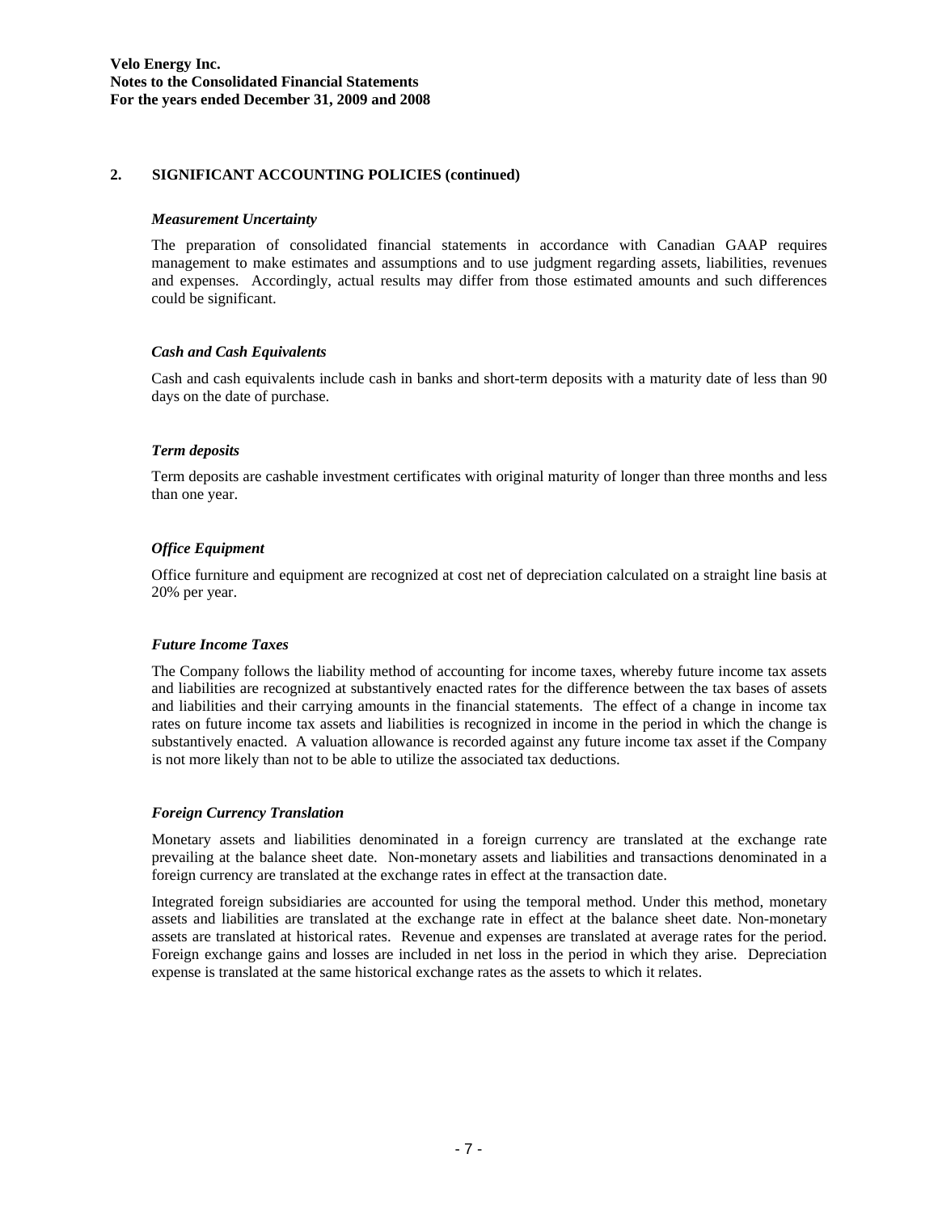## 2. SIGNIFICANT ACCOUNTING POLICIES (continued)

### *Measurement Uncertainty*

The preparation of consolidated financial statements in accordance with Canadian GAAP requires management to make estimates and assumptions and to use judgment regarding assets, liabilities, revenues and expenses. Accordingly, actual results may differ from those estimated amounts and such differences could be significant.

### *Cash and Cash Equivalents*

Cash and cash equivalents include cash in banks and short-term deposits with a maturity date of less than 90 days on the date of purchase.

### *Term deposits*

Term deposits are cashable investment certificates with original maturity of longer than three months and less than one year.

### *Office Equipment*

Office furniture and equipment are recognized at cost net of depreciation calculated on a straight line basis at 20% per year.

### *Future Income Taxes*

The Company follows the liability method of accounting for income taxes, whereby future income tax assets and liabilities are recognized at substantively enacted rates for the difference between the tax bases of assets and liabilities and their carrying amounts in the financial statements. The effect of a change in income tax rates on future income tax assets and liabilities is recognized in income in the period in which the change is substantively enacted. A valuation allowance is recorded against any future income tax asset if the Company is not more likely than not to be able to utilize the associated tax deductions.

### *Foreign Currency Translation*

Monetary assets and liabilities denominated in a foreign currency are translated at the exchange rate prevailing at the balance sheet date. Non-monetary assets and liabilities and transactions denominated in a foreign currency are translated at the exchange rates in effect at the transaction date.

Integrated foreign subsidiaries are accounted for using the temporal method. Under this method, monetary assets and liabilities are translated at the exchange rate in effect at the balance sheet date. Non-monetary assets are translated at historical rates. Revenue and expenses are translated at average rates for the period. Foreign exchange gains and losses are included in net loss in the period in which they arise. Depreciation expense is translated at the same historical exchange rates as the assets to which it relates.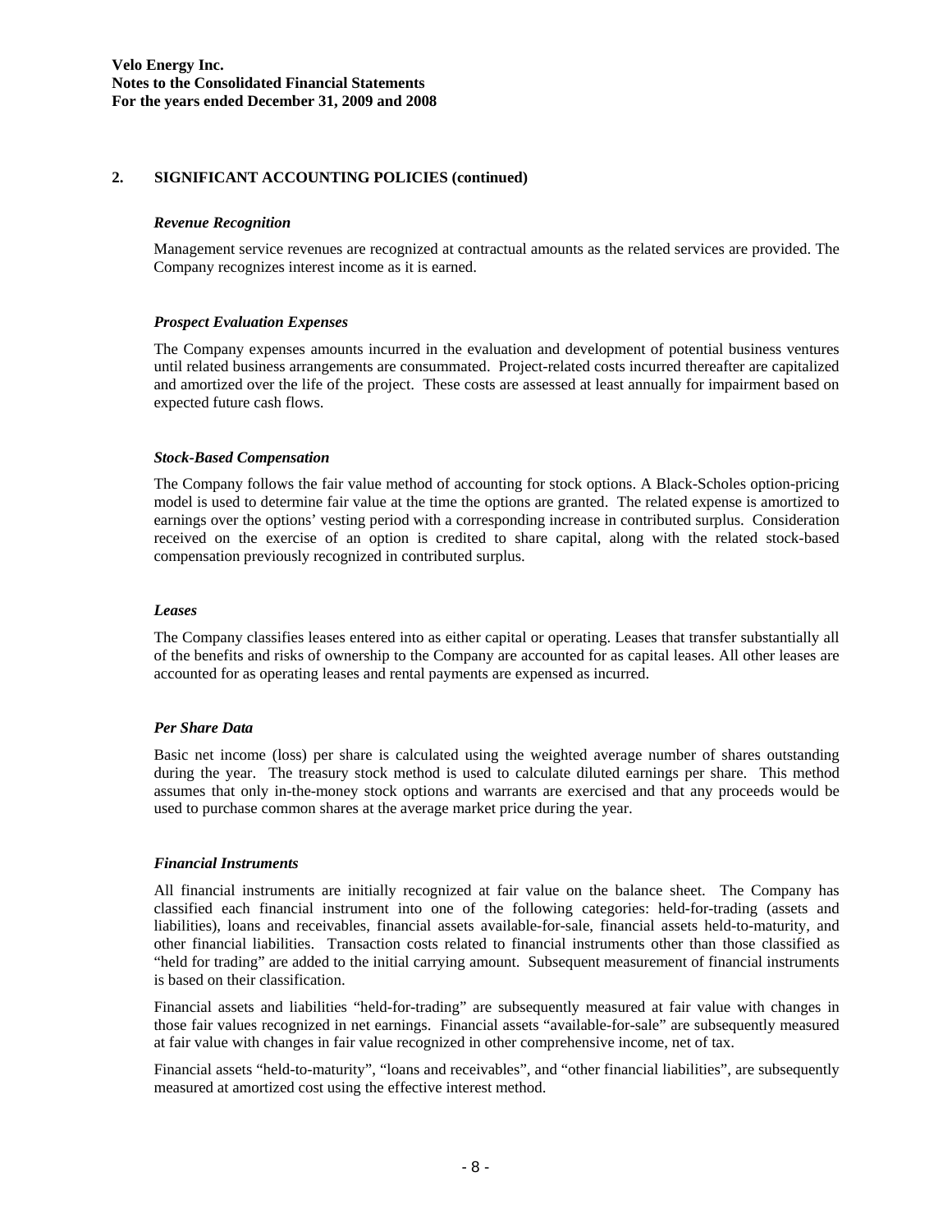## 2. SIGNIFICANT ACCOUNTING POLICIES (continued)

### *Revenue Recognition*

Management service revenues are recognized at contractual amounts as the related services are provided. The Company recognizes interest income as it is earned.

### *Prospect Evaluation Expenses*

The Company expenses amounts incurred in the evaluation and development of potential business ventures until related business arrangements are consummated. Project-related costs incurred thereafter are capitalized and amortized over the life of the project. These costs are assessed at least annually for impairment based on expected future cash flows.

### *Stock-Based Compensation*

The Company follows the fair value method of accounting for stock options. A Black-Scholes option-pricing model is used to determine fair value at the time the options are granted. The related expense is amortized to earnings over the options' vesting period with a corresponding increase in contributed surplus. Consideration received on the exercise of an option is credited to share capital, along with the related stock-based compensation previously recognized in contributed surplus.

### *Leases*

The Company classifies leases entered into as either capital or operating. Leases that transfer substantially all of the benefits and risks of ownership to the Company are accounted for as capital leases. All other leases are accounted for as operating leases and rental payments are expensed as incurred.

### *Per Share Data*

Basic net income (loss) per share is calculated using the weighted average number of shares outstanding during the year. The treasury stock method is used to calculate diluted earnings per share. This method assumes that only in-the-money stock options and warrants are exercised and that any proceeds would be used to purchase common shares at the average market price during the year.

### *Financial Instruments*

All financial instruments are initially recognized at fair value on the balance sheet. The Company has classified each financial instrument into one of the following categories: held-for-trading (assets and liabilities), loans and receivables, financial assets available-for-sale, financial assets held-to-maturity, and other financial liabilities. Transaction costs related to financial instruments other than those classified as "held for trading" are added to the initial carrying amount. Subsequent measurement of financial instruments is based on their classification.

Financial assets and liabilities "held-for-trading" are subsequently measured at fair value with changes in those fair values recognized in net earnings. Financial assets "available-for-sale" are subsequently measured at fair value with changes in fair value recognized in other comprehensive income, net of tax.

Financial assets "held-to-maturity", "loans and receivables", and "other financial liabilities", are subsequently measured at amortized cost using the effective interest method.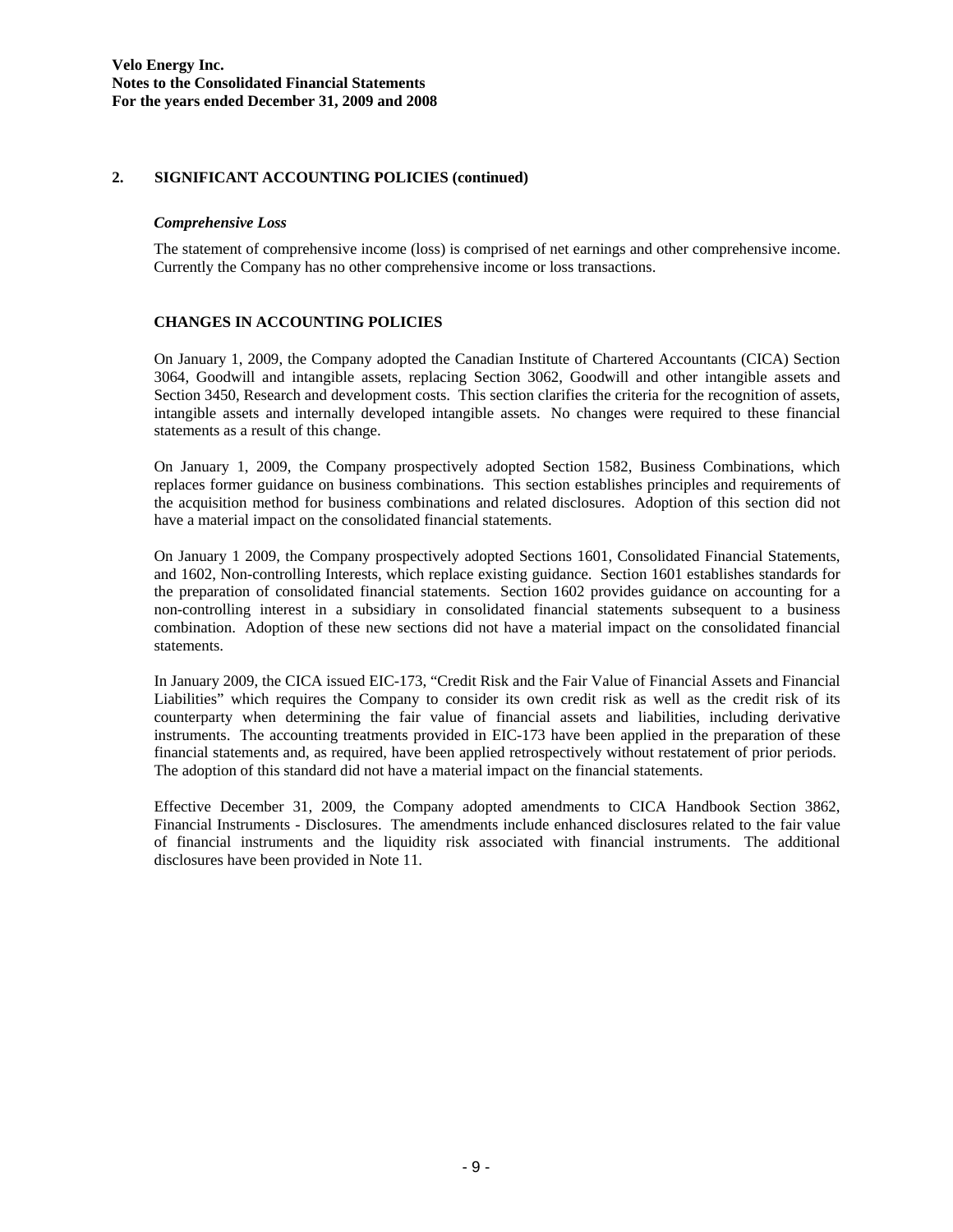## 2. SIGNIFICANT ACCOUNTING POLICIES (continued)

***Comprehensive Loss***

The statement of comprehensive income (loss) is comprised of net earnings and other comprehensive income. Currently the Company has no other comprehensive income or loss transactions.

### CHANGES IN ACCOUNTING POLICIES

On January 1, 2009, the Company adopted the Canadian Institute of Chartered Accountants (CICA) Section 3064, Goodwill and intangible assets, replacing Section 3062, Goodwill and other intangible assets and Section 3450, Research and development costs. This section clarifies the criteria for the recognition of assets, intangible assets and internally developed intangible assets. No changes were required to these financial statements as a result of this change.

On January 1, 2009, the Company prospectively adopted Section 1582, Business Combinations, which replaces former guidance on business combinations. This section establishes principles and requirements of the acquisition method for business combinations and related disclosures. Adoption of this section did not have a material impact on the consolidated financial statements.

On January 1 2009, the Company prospectively adopted Sections 1601, Consolidated Financial Statements, and 1602, Non-controlling Interests, which replace existing guidance. Section 1601 establishes standards for the preparation of consolidated financial statements. Section 1602 provides guidance on accounting for a non-controlling interest in a subsidiary in consolidated financial statements subsequent to a business combination. Adoption of these new sections did not have a material impact on the consolidated financial statements.

In January 2009, the CICA issued EIC-173, "Credit Risk and the Fair Value of Financial Assets and Financial Liabilities" which requires the Company to consider its own credit risk as well as the credit risk of its counterparty when determining the fair value of financial assets and liabilities, including derivative instruments. The accounting treatments provided in EIC-173 have been applied in the preparation of these financial statements and, as required, have been applied retrospectively without restatement of prior periods. The adoption of this standard did not have a material impact on the financial statements.

Effective December 31, 2009, the Company adopted amendments to CICA Handbook Section 3862, Financial Instruments - Disclosures. The amendments include enhanced disclosures related to the fair value of financial instruments and the liquidity risk associated with financial instruments. The additional disclosures have been provided in Note 11.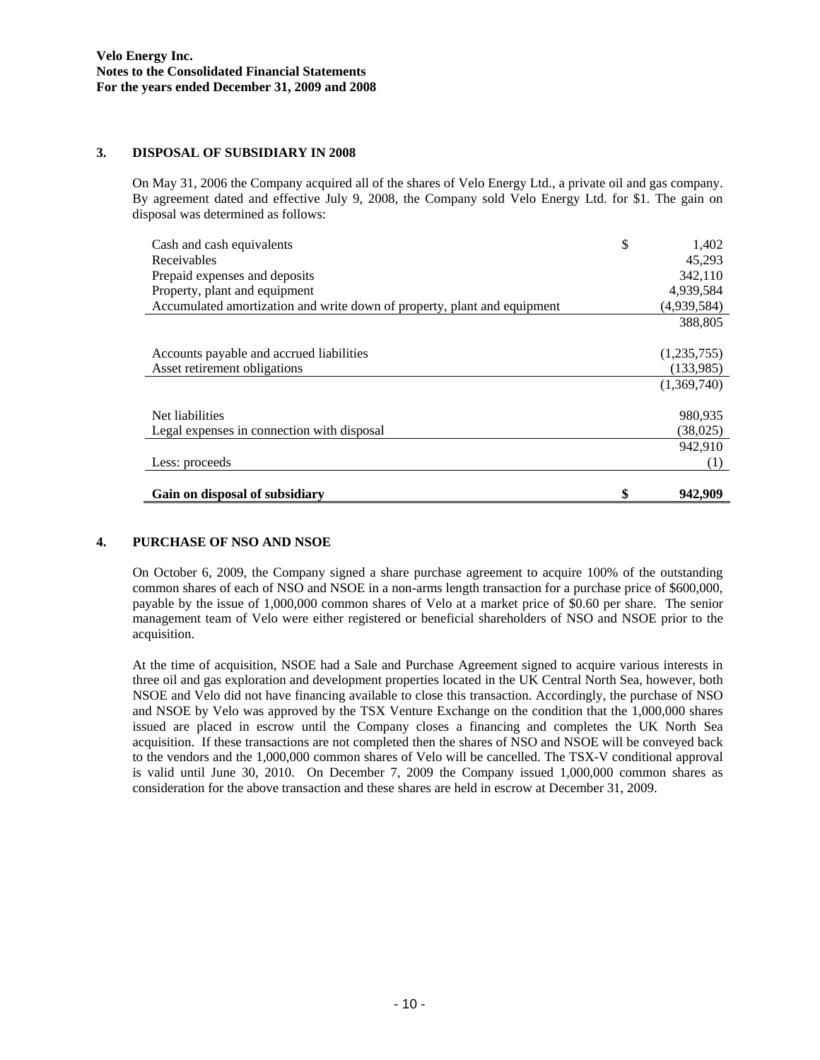**Velo Energy Inc.**
**Notes to the Consolidated Financial Statements**
**For the years ended December 31, 2009 and 2008**

## 3. DISPOSAL OF SUBSIDIARY IN 2008

On May 31, 2006 the Company acquired all of the shares of Velo Energy Ltd., a private oil and gas company. By agreement dated and effective July 9, 2008, the Company sold Velo Energy Ltd. for $1. The gain on disposal was determined as follows:

| | | |
|---|---|---|
| Cash and cash equivalents | $ | 1,402 |
| Receivables | | 45,293 |
| Prepaid expenses and deposits | | 342,110 |
| Property, plant and equipment | | 4,939,584 |
| Accumulated amortization and write down of property, plant and equipment | | (4,939,584) |
| | | 388,805 |
| Accounts payable and accrued liabilities | | (1,235,755) |
| Asset retirement obligations | | (133,985) |
| | | (1,369,740) |
| Net liabilities | | 980,935 |
| Legal expenses in connection with disposal | | (38,025) |
| | | 942,910 |
| Less: proceeds | | (1) |
| **Gain on disposal of subsidiary** | **$** | **942,909** |

## 4. PURCHASE OF NSO AND NSOE

On October 6, 2009, the Company signed a share purchase agreement to acquire 100% of the outstanding common shares of each of NSO and NSOE in a non-arms length transaction for a purchase price of $600,000, payable by the issue of 1,000,000 common shares of Velo at a market price of $0.60 per share. The senior management team of Velo were either registered or beneficial shareholders of NSO and NSOE prior to the acquisition.

At the time of acquisition, NSOE had a Sale and Purchase Agreement signed to acquire various interests in three oil and gas exploration and development properties located in the UK Central North Sea, however, both NSOE and Velo did not have financing available to close this transaction. Accordingly, the purchase of NSO and NSOE by Velo was approved by the TSX Venture Exchange on the condition that the 1,000,000 shares issued are placed in escrow until the Company closes a financing and completes the UK North Sea acquisition. If these transactions are not completed then the shares of NSO and NSOE will be conveyed back to the vendors and the 1,000,000 common shares of Velo will be cancelled. The TSX-V conditional approval is valid until June 30, 2010. On December 7, 2009 the Company issued 1,000,000 common shares as consideration for the above transaction and these shares are held in escrow at December 31, 2009.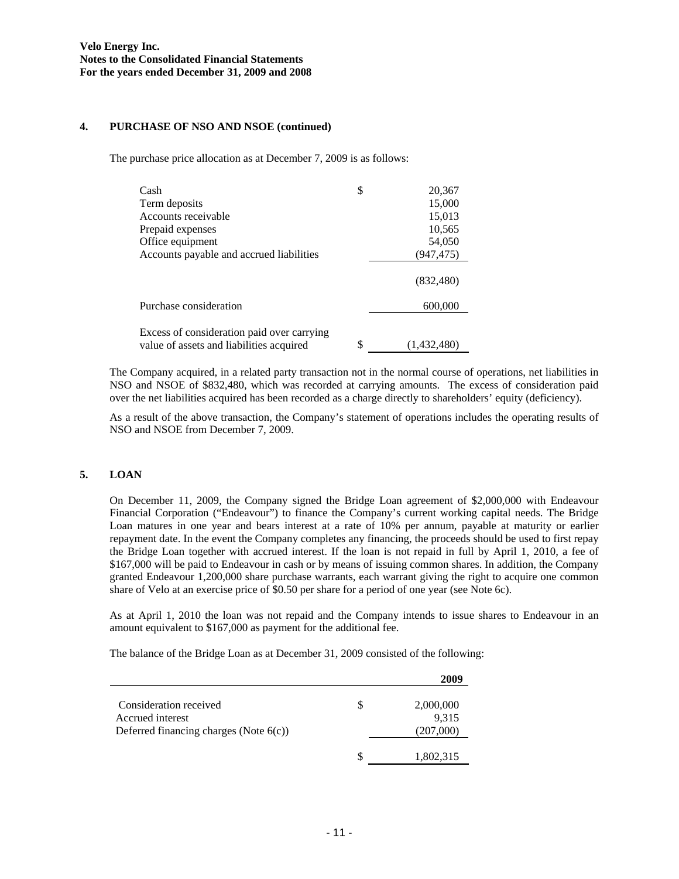## 4. PURCHASE OF NSO AND NSOE (continued)

The purchase price allocation as at December 7, 2009 is as follows:

| | | |
|---|---|---|
| Cash | $ | 20,367 |
| Term deposits | | 15,000 |
| Accounts receivable | | 15,013 |
| Prepaid expenses | | 10,565 |
| Office equipment | | 54,050 |
| Accounts payable and accrued liabilities | | (947,475) |
| | | (832,480) |
| Purchase consideration | | 600,000 |
| Excess of consideration paid over carrying value of assets and liabilities acquired | $ | (1,432,480) |

The Company acquired, in a related party transaction not in the normal course of operations, net liabilities in NSO and NSOE of $832,480, which was recorded at carrying amounts. The excess of consideration paid over the net liabilities acquired has been recorded as a charge directly to shareholders' equity (deficiency).

As a result of the above transaction, the Company's statement of operations includes the operating results of NSO and NSOE from December 7, 2009.

## 5. LOAN

On December 11, 2009, the Company signed the Bridge Loan agreement of $2,000,000 with Endeavour Financial Corporation ("Endeavour") to finance the Company's current working capital needs. The Bridge Loan matures in one year and bears interest at a rate of 10% per annum, payable at maturity or earlier repayment date. In the event the Company completes any financing, the proceeds should be used to first repay the Bridge Loan together with accrued interest. If the loan is not repaid in full by April 1, 2010, a fee of $167,000 will be paid to Endeavour in cash or by means of issuing common shares. In addition, the Company granted Endeavour 1,200,000 share purchase warrants, each warrant giving the right to acquire one common share of Velo at an exercise price of $0.50 per share for a period of one year (see Note 6c).

As at April 1, 2010 the loan was not repaid and the Company intends to issue shares to Endeavour in an amount equivalent to $167,000 as payment for the additional fee.

The balance of the Bridge Loan as at December 31, 2009 consisted of the following:

| | | 2009 |
|---|---|---|
| Consideration received | $ | 2,000,000 |
| Accrued interest | | 9,315 |
| Deferred financing charges (Note 6(c)) | | (207,000) |
| | $ | 1,802,315 |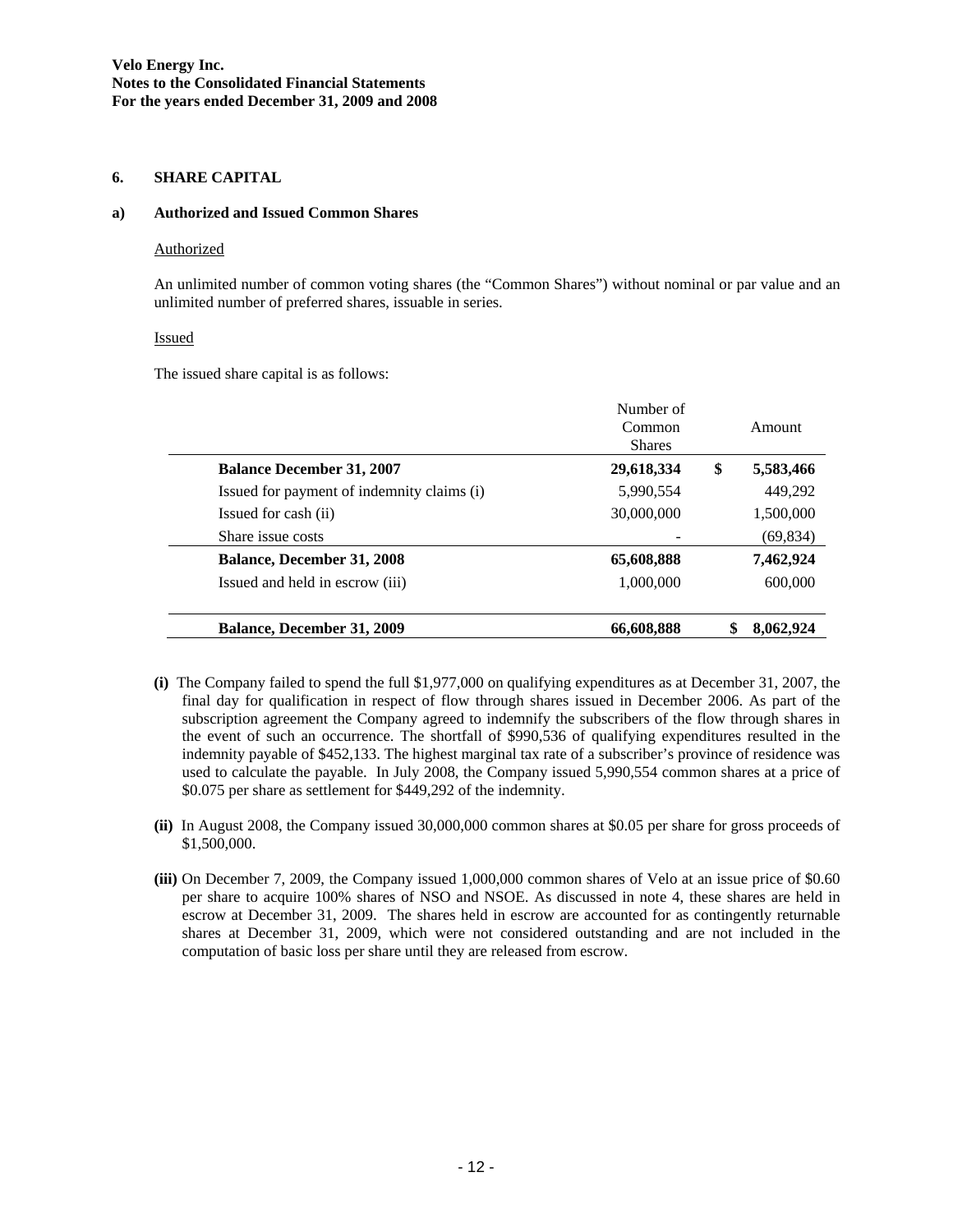## 6. SHARE CAPITAL

### a) Authorized and Issued Common Shares

Authorized

An unlimited number of common voting shares (the "Common Shares") without nominal or par value and an unlimited number of preferred shares, issuable in series.

Issued

The issued share capital is as follows:

| | Number of Common Shares | Amount |
|---|---|---|
| **Balance December 31, 2007** | **29,618,334** | **$ 5,583,466** |
| Issued for payment of indemnity claims (i) | 5,990,554 | 449,292 |
| Issued for cash (ii) | 30,000,000 | 1,500,000 |
| Share issue costs | - | (69,834) |
| **Balance, December 31, 2008** | **65,608,888** | **7,462,924** |
| Issued and held in escrow (iii) | 1,000,000 | 600,000 |
| **Balance, December 31, 2009** | **66,608,888** | **$ 8,062,924** |

**(i)** The Company failed to spend the full $1,977,000 on qualifying expenditures as at December 31, 2007, the final day for qualification in respect of flow through shares issued in December 2006. As part of the subscription agreement the Company agreed to indemnify the subscribers of the flow through shares in the event of such an occurrence. The shortfall of $990,536 of qualifying expenditures resulted in the indemnity payable of $452,133. The highest marginal tax rate of a subscriber's province of residence was used to calculate the payable. In July 2008, the Company issued 5,990,554 common shares at a price of $0.075 per share as settlement for $449,292 of the indemnity.

**(ii)** In August 2008, the Company issued 30,000,000 common shares at $0.05 per share for gross proceeds of $1,500,000.

**(iii)** On December 7, 2009, the Company issued 1,000,000 common shares of Velo at an issue price of $0.60 per share to acquire 100% shares of NSO and NSOE. As discussed in note 4, these shares are held in escrow at December 31, 2009. The shares held in escrow are accounted for as contingently returnable shares at December 31, 2009, which were not considered outstanding and are not included in the computation of basic loss per share until they are released from escrow.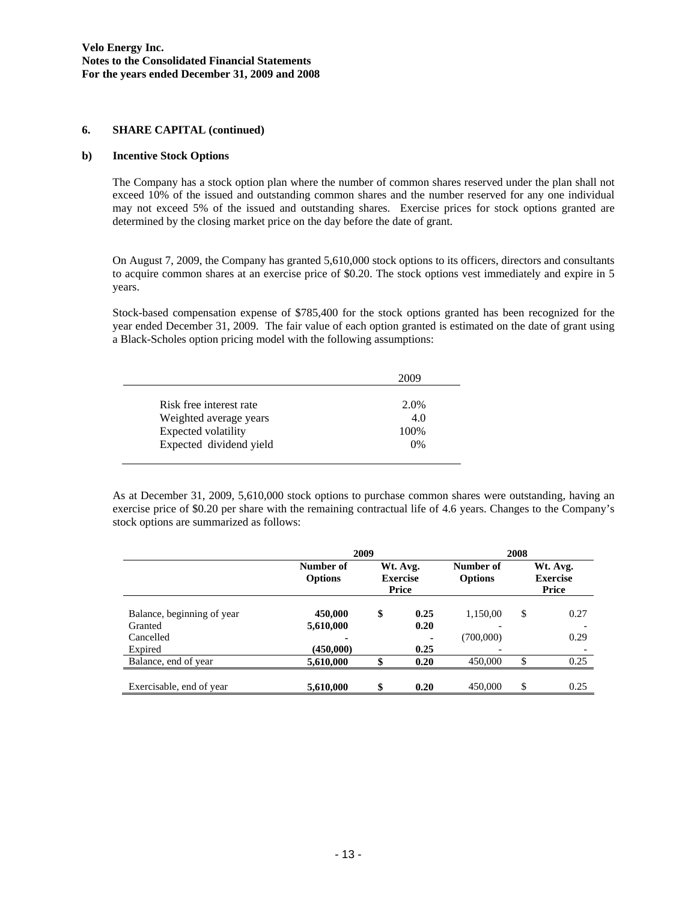Velo Energy Inc.
Notes to the Consolidated Financial Statements
For the years ended December 31, 2009 and 2008

## 6. SHARE CAPITAL (continued)

### b) Incentive Stock Options

The Company has a stock option plan where the number of common shares reserved under the plan shall not exceed 10% of the issued and outstanding common shares and the number reserved for any one individual may not exceed 5% of the issued and outstanding shares. Exercise prices for stock options granted are determined by the closing market price on the day before the date of grant.

On August 7, 2009, the Company has granted 5,610,000 stock options to its officers, directors and consultants to acquire common shares at an exercise price of $0.20. The stock options vest immediately and expire in 5 years.

Stock-based compensation expense of $785,400 for the stock options granted has been recognized for the year ended December 31, 2009. The fair value of each option granted is estimated on the date of grant using a Black-Scholes option pricing model with the following assumptions:

| | 2009 |
|---|---|
| Risk free interest rate | 2.0% |
| Weighted average years | 4.0 |
| Expected volatility | 100% |
| Expected dividend yield | 0% |

As at December 31, 2009, 5,610,000 stock options to purchase common shares were outstanding, having an exercise price of $0.20 per share with the remaining contractual life of 4.6 years. Changes to the Company's stock options are summarized as follows:

| | 2009 | | 2008 | |
|---|---|---|---|---|
| | **Number of Options** | **Wt. Avg. Exercise Price** | **Number of Options** | **Wt. Avg. Exercise Price** |
| Balance, beginning of year | **450,000** | **$ 0.25** | 1,150,00 | $ 0.27 |
| Granted | **5,610,000** | **0.20** | - | - |
| Cancelled | **-** | **-** | (700,000) | 0.29 |
| Expired | **(450,000)** | **0.25** | - | - |
| Balance, end of year | **5,610,000** | **$ 0.20** | 450,000 | $ 0.25 |
| Exercisable, end of year | **5,610,000** | **$ 0.20** | 450,000 | $ 0.25 |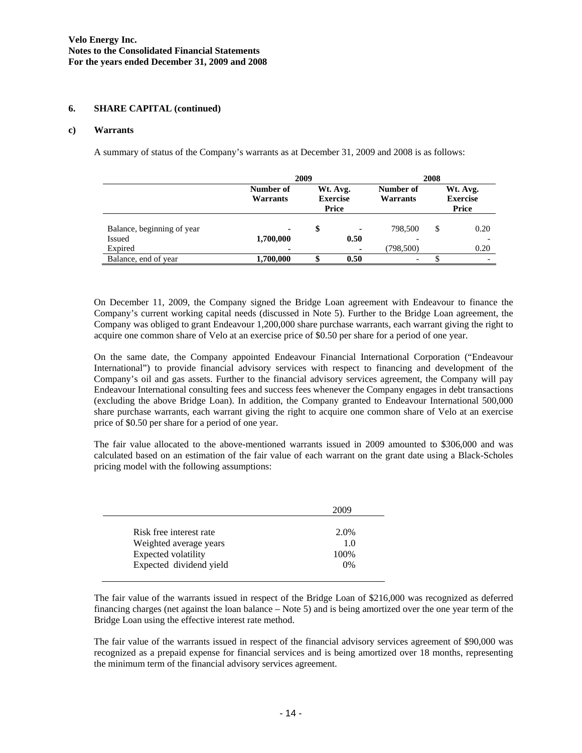### 6. SHARE CAPITAL (continued)

#### c) Warrants

A summary of status of the Company's warrants as at December 31, 2009 and 2008 is as follows:

| | 2009 | | 2008 | |
|---|---|---|---|---|
| | **Number of Warrants** | **Wt. Avg. Exercise Price** | **Number of Warrants** | **Wt. Avg. Exercise Price** |
| Balance, beginning of year | **-** | $ **-** | 798,500 | $ 0.20 |
| Issued | **1,700,000** | **0.50** | - | - |
| Expired | **-** | **-** | (798,500) | 0.20 |
| Balance, end of year | **1,700,000** | $ **0.50** | - | $ - |

On December 11, 2009, the Company signed the Bridge Loan agreement with Endeavour to finance the Company's current working capital needs (discussed in Note 5). Further to the Bridge Loan agreement, the Company was obliged to grant Endeavour 1,200,000 share purchase warrants, each warrant giving the right to acquire one common share of Velo at an exercise price of $0.50 per share for a period of one year.

On the same date, the Company appointed Endeavour Financial International Corporation ("Endeavour International") to provide financial advisory services with respect to financing and development of the Company's oil and gas assets. Further to the financial advisory services agreement, the Company will pay Endeavour International consulting fees and success fees whenever the Company engages in debt transactions (excluding the above Bridge Loan). In addition, the Company granted to Endeavour International 500,000 share purchase warrants, each warrant giving the right to acquire one common share of Velo at an exercise price of $0.50 per share for a period of one year.

The fair value allocated to the above-mentioned warrants issued in 2009 amounted to $306,000 and was calculated based on an estimation of the fair value of each warrant on the grant date using a Black-Scholes pricing model with the following assumptions:

| | 2009 |
|---|---|
| Risk free interest rate | 2.0% |
| Weighted average years | 1.0 |
| Expected volatility | 100% |
| Expected dividend yield | 0% |

The fair value of the warrants issued in respect of the Bridge Loan of $216,000 was recognized as deferred financing charges (net against the loan balance – Note 5) and is being amortized over the one year term of the Bridge Loan using the effective interest rate method.

The fair value of the warrants issued in respect of the financial advisory services agreement of $90,000 was recognized as a prepaid expense for financial services and is being amortized over 18 months, representing the minimum term of the financial advisory services agreement.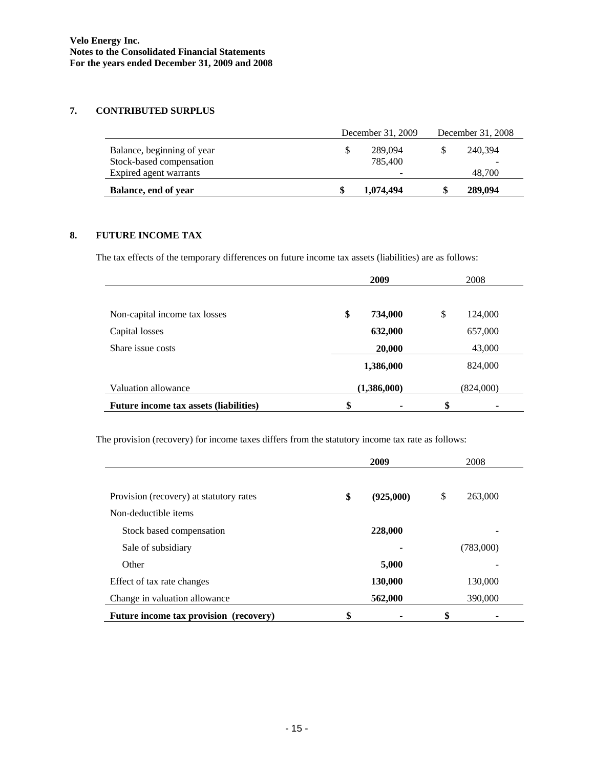**Velo Energy Inc.**
**Notes to the Consolidated Financial Statements**
**For the years ended December 31, 2009 and 2008**

## 7. CONTRIBUTED SURPLUS

| | December 31, 2009 | December 31, 2008 |
|---|---|---|
| Balance, beginning of year | $ 289,094 | $ 240,394 |
| Stock-based compensation | 785,400 | - |
| Expired agent warrants | - | 48,700 |
| **Balance, end of year** | **$ 1,074,494** | **$ 289,094** |

## 8. FUTURE INCOME TAX

The tax effects of the temporary differences on future income tax assets (liabilities) are as follows:

| | **2009** | 2008 |
|---|---|---|
| Non-capital income tax losses | **$ 734,000** | $ 124,000 |
| Capital losses | **632,000** | 657,000 |
| Share issue costs | **20,000** | 43,000 |
| | **1,386,000** | 824,000 |
| Valuation allowance | **(1,386,000)** | (824,000) |
| **Future income tax assets (liabilities)** | **$ -** | **$ -** |

The provision (recovery) for income taxes differs from the statutory income tax rate as follows:

| | **2009** | 2008 |
|---|---|---|
| Provision (recovery) at statutory rates | **$ (925,000)** | $ 263,000 |
| Non-deductible items | | |
| Stock based compensation | **228,000** | - |
| Sale of subsidiary | **-** | (783,000) |
| Other | **5,000** | - |
| Effect of tax rate changes | **130,000** | 130,000 |
| Change in valuation allowance | **562,000** | 390,000 |
| **Future income tax provision (recovery)** | **$ -** | **$ -** |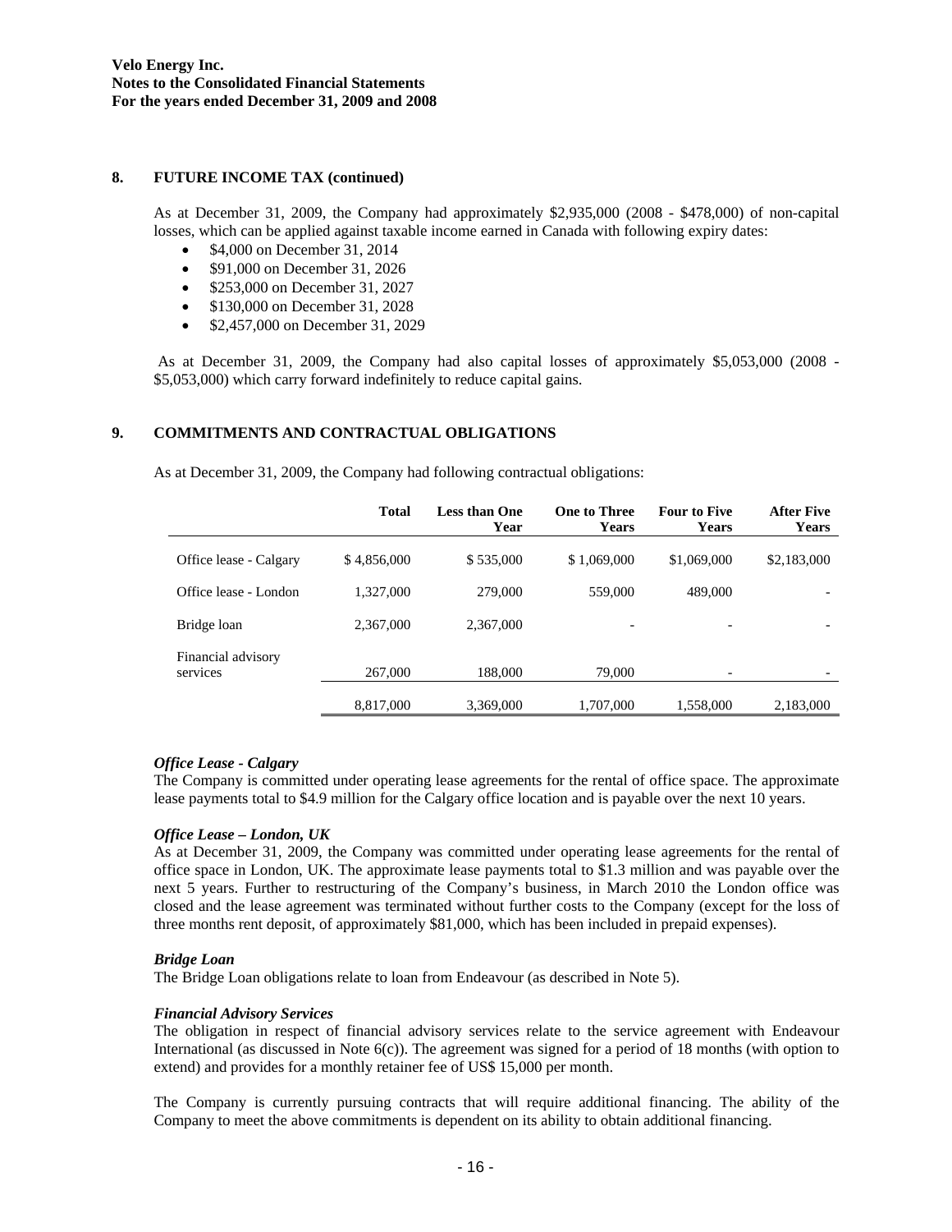**Velo Energy Inc.**
**Notes to the Consolidated Financial Statements**
**For the years ended December 31, 2009 and 2008**

## 8. FUTURE INCOME TAX (continued)

As at December 31, 2009, the Company had approximately $2,935,000 (2008 - $478,000) of non-capital losses, which can be applied against taxable income earned in Canada with following expiry dates:

- $4,000 on December 31, 2014
- $91,000 on December 31, 2026
- $253,000 on December 31, 2027
- $130,000 on December 31, 2028
- $2,457,000 on December 31, 2029

As at December 31, 2009, the Company had also capital losses of approximately $5,053,000 (2008 - $5,053,000) which carry forward indefinitely to reduce capital gains.

## 9. COMMITMENTS AND CONTRACTUAL OBLIGATIONS

As at December 31, 2009, the Company had following contractual obligations:

| | Total | Less than One Year | One to Three Years | Four to Five Years | After Five Years |
|---|---|---|---|---|---|
| Office lease - Calgary | $ 4,856,000 | $ 535,000 | $ 1,069,000 | $1,069,000 | $2,183,000 |
| Office lease - London | 1,327,000 | 279,000 | 559,000 | 489,000 | - |
| Bridge loan | 2,367,000 | 2,367,000 | - | - | - |
| Financial advisory services | 267,000 | 188,000 | 79,000 | - | - |
| | 8,817,000 | 3,369,000 | 1,707,000 | 1,558,000 | 2,183,000 |

***Office Lease - Calgary***
The Company is committed under operating lease agreements for the rental of office space. The approximate lease payments total to $4.9 million for the Calgary office location and is payable over the next 10 years.

***Office Lease – London, UK***
As at December 31, 2009, the Company was committed under operating lease agreements for the rental of office space in London, UK. The approximate lease payments total to $1.3 million and was payable over the next 5 years. Further to restructuring of the Company's business, in March 2010 the London office was closed and the lease agreement was terminated without further costs to the Company (except for the loss of three months rent deposit, of approximately $81,000, which has been included in prepaid expenses).

***Bridge Loan***
The Bridge Loan obligations relate to loan from Endeavour (as described in Note 5).

***Financial Advisory Services***
The obligation in respect of financial advisory services relate to the service agreement with Endeavour International (as discussed in Note 6(c)). The agreement was signed for a period of 18 months (with option to extend) and provides for a monthly retainer fee of US$ 15,000 per month.

The Company is currently pursuing contracts that will require additional financing. The ability of the Company to meet the above commitments is dependent on its ability to obtain additional financing.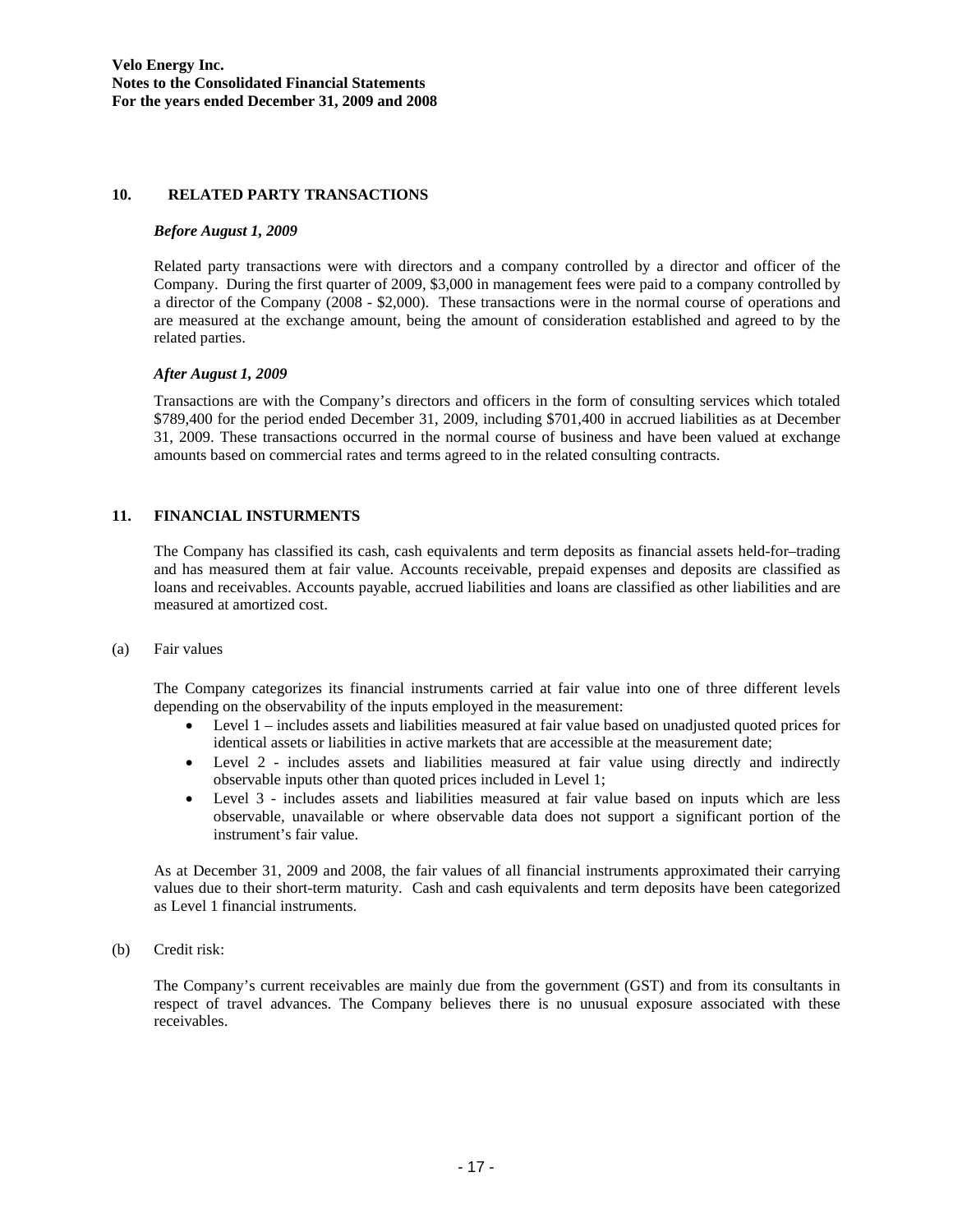## 10. RELATED PARTY TRANSACTIONS

***Before August 1, 2009***

Related party transactions were with directors and a company controlled by a director and officer of the Company. During the first quarter of 2009, $3,000 in management fees were paid to a company controlled by a director of the Company (2008 - $2,000). These transactions were in the normal course of operations and are measured at the exchange amount, being the amount of consideration established and agreed to by the related parties.

***After August 1, 2009***

Transactions are with the Company's directors and officers in the form of consulting services which totaled $789,400 for the period ended December 31, 2009, including $701,400 in accrued liabilities as at December 31, 2009. These transactions occurred in the normal course of business and have been valued at exchange amounts based on commercial rates and terms agreed to in the related consulting contracts.

## 11. FINANCIAL INSTURMENTS

The Company has classified its cash, cash equivalents and term deposits as financial assets held-for–trading and has measured them at fair value. Accounts receivable, prepaid expenses and deposits are classified as loans and receivables. Accounts payable, accrued liabilities and loans are classified as other liabilities and are measured at amortized cost.

(a) Fair values

The Company categorizes its financial instruments carried at fair value into one of three different levels depending on the observability of the inputs employed in the measurement:

- Level 1 – includes assets and liabilities measured at fair value based on unadjusted quoted prices for identical assets or liabilities in active markets that are accessible at the measurement date;
- Level 2 - includes assets and liabilities measured at fair value using directly and indirectly observable inputs other than quoted prices included in Level 1;
- Level 3 - includes assets and liabilities measured at fair value based on inputs which are less observable, unavailable or where observable data does not support a significant portion of the instrument's fair value.

As at December 31, 2009 and 2008, the fair values of all financial instruments approximated their carrying values due to their short-term maturity. Cash and cash equivalents and term deposits have been categorized as Level 1 financial instruments.

(b) Credit risk:

The Company's current receivables are mainly due from the government (GST) and from its consultants in respect of travel advances. The Company believes there is no unusual exposure associated with these receivables.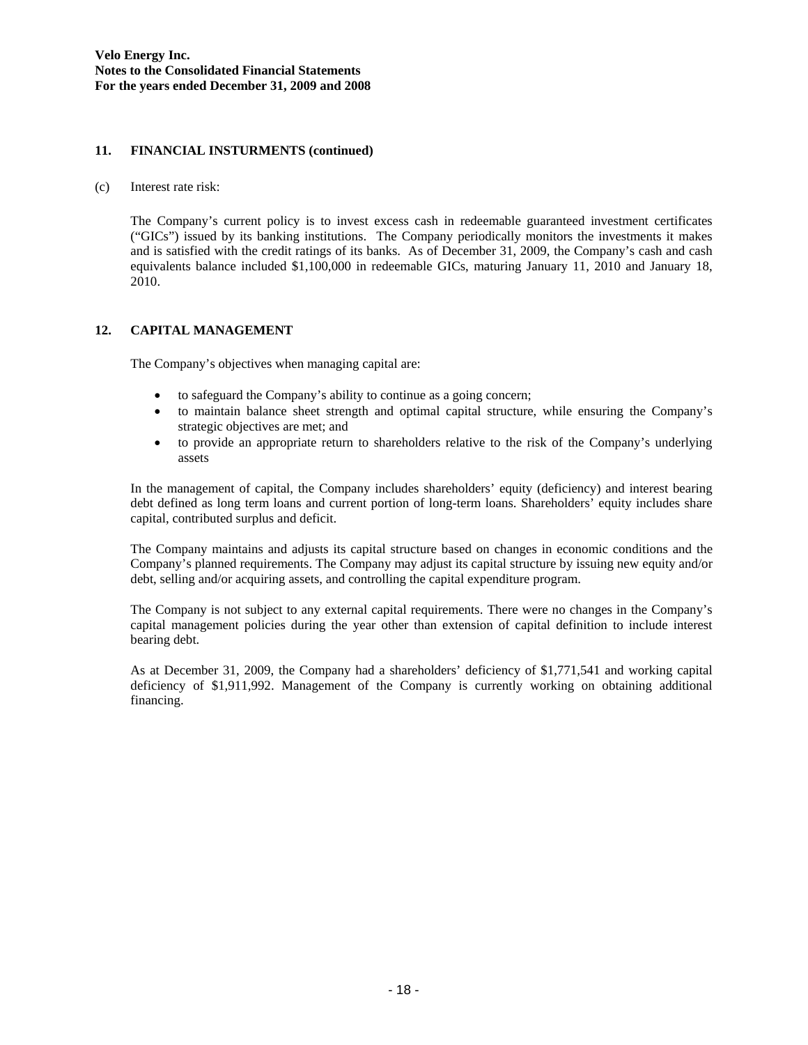## 11. FINANCIAL INSTURMENTS (continued)

(c) Interest rate risk:

The Company's current policy is to invest excess cash in redeemable guaranteed investment certificates ("GICs") issued by its banking institutions. The Company periodically monitors the investments it makes and is satisfied with the credit ratings of its banks. As of December 31, 2009, the Company's cash and cash equivalents balance included $1,100,000 in redeemable GICs, maturing January 11, 2010 and January 18, 2010.

## 12. CAPITAL MANAGEMENT

The Company's objectives when managing capital are:

- to safeguard the Company's ability to continue as a going concern;
- to maintain balance sheet strength and optimal capital structure, while ensuring the Company's strategic objectives are met; and
- to provide an appropriate return to shareholders relative to the risk of the Company's underlying assets

In the management of capital, the Company includes shareholders' equity (deficiency) and interest bearing debt defined as long term loans and current portion of long-term loans. Shareholders' equity includes share capital, contributed surplus and deficit.

The Company maintains and adjusts its capital structure based on changes in economic conditions and the Company's planned requirements. The Company may adjust its capital structure by issuing new equity and/or debt, selling and/or acquiring assets, and controlling the capital expenditure program.

The Company is not subject to any external capital requirements. There were no changes in the Company's capital management policies during the year other than extension of capital definition to include interest bearing debt.

As at December 31, 2009, the Company had a shareholders' deficiency of $1,771,541 and working capital deficiency of $1,911,992. Management of the Company is currently working on obtaining additional financing.